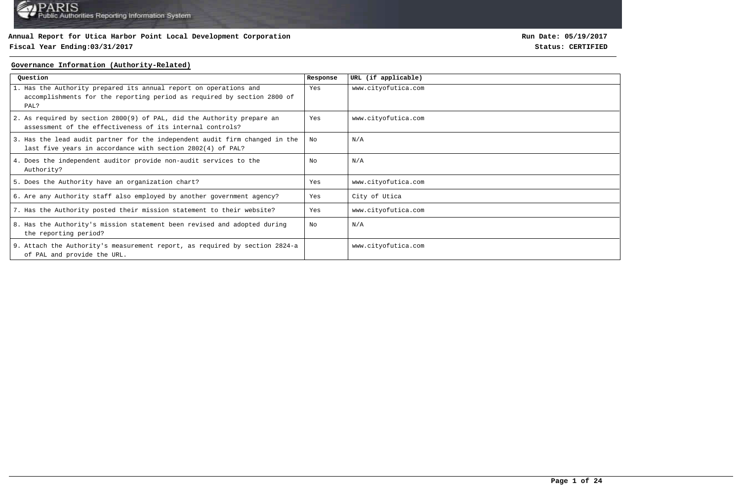**Annual Report for Utica Harbor Point Local Development Corporation**

**Fiscal Year Ending:03/31/2017**

**Run Date: 05/19/2017**

**Status: CERTIFIED**

## Governance Information (Authority-Related)

| Question | Response | URL (if applicable) |
|---|---|---|
| 1. Has the Authority prepared its annual report on operations and accomplishments for the reporting period as required by section 2800 of PAL? | Yes | www.cityofutica.com |
| 2. As required by section 2800(9) of PAL, did the Authority prepare an assessment of the effectiveness of its internal controls? | Yes | www.cityofutica.com |
| 3. Has the lead audit partner for the independent audit firm changed in the last five years in accordance with section 2802(4) of PAL? | No | N/A |
| 4. Does the independent auditor provide non-audit services to the Authority? | No | N/A |
| 5. Does the Authority have an organization chart? | Yes | www.cityofutica.com |
| 6. Are any Authority staff also employed by another government agency? | Yes | City of Utica |
| 7. Has the Authority posted their mission statement to their website? | Yes | www.cityofutica.com |
| 8. Has the Authority's mission statement been revised and adopted during the reporting period? | No | N/A |
| 9. Attach the Authority's measurement report, as required by section 2824-a of PAL and provide the URL. | | www.cityofutica.com |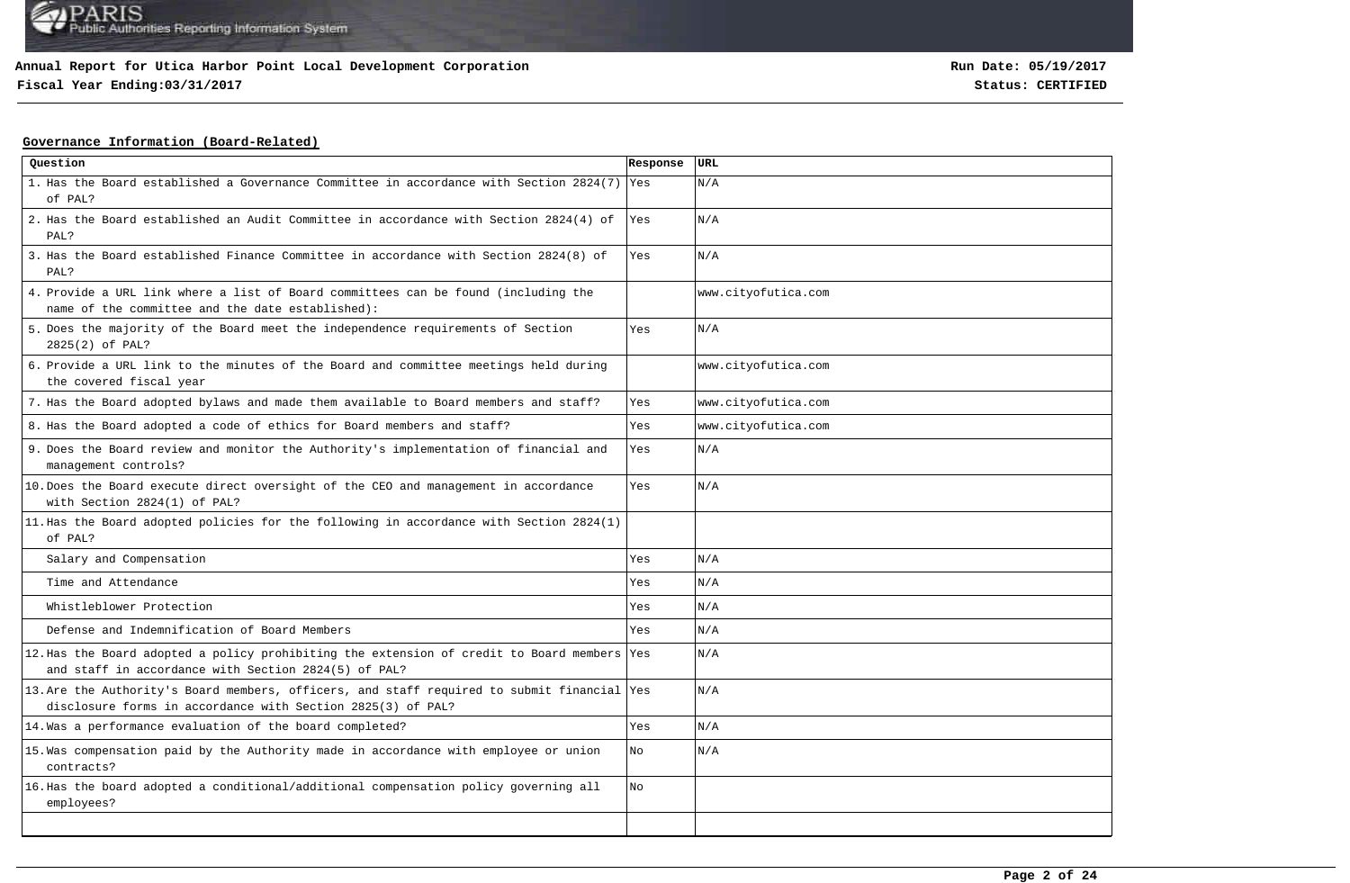**Annual Report for Utica Harbor Point Local Development Corporation**

**Fiscal Year Ending:03/31/2017**

**Run Date: 05/19/2017**

**Status: CERTIFIED**

## Governance Information (Board-Related)

| Question | Response | URL |
|---|---|---|
| 1. Has the Board established a Governance Committee in accordance with Section 2824(7) of PAL? | Yes | N/A |
| 2. Has the Board established an Audit Committee in accordance with Section 2824(4) of PAL? | Yes | N/A |
| 3. Has the Board established Finance Committee in accordance with Section 2824(8) of PAL? | Yes | N/A |
| 4. Provide a URL link where a list of Board committees can be found (including the name of the committee and the date established): | | www.cityofutica.com |
| 5. Does the majority of the Board meet the independence requirements of Section 2825(2) of PAL? | Yes | N/A |
| 6. Provide a URL link to the minutes of the Board and committee meetings held during the covered fiscal year | | www.cityofutica.com |
| 7. Has the Board adopted bylaws and made them available to Board members and staff? | Yes | www.cityofutica.com |
| 8. Has the Board adopted a code of ethics for Board members and staff? | Yes | www.cityofutica.com |
| 9. Does the Board review and monitor the Authority's implementation of financial and management controls? | Yes | N/A |
| 10. Does the Board execute direct oversight of the CEO and management in accordance with Section 2824(1) of PAL? | Yes | N/A |
| 11. Has the Board adopted policies for the following in accordance with Section 2824(1) of PAL? | | |
| Salary and Compensation | Yes | N/A |
| Time and Attendance | Yes | N/A |
| Whistleblower Protection | Yes | N/A |
| Defense and Indemnification of Board Members | Yes | N/A |
| 12. Has the Board adopted a policy prohibiting the extension of credit to Board members and staff in accordance with Section 2824(5) of PAL? | Yes | N/A |
| 13. Are the Authority's Board members, officers, and staff required to submit financial disclosure forms in accordance with Section 2825(3) of PAL? | Yes | N/A |
| 14. Was a performance evaluation of the board completed? | Yes | N/A |
| 15. Was compensation paid by the Authority made in accordance with employee or union contracts? | No | N/A |
| 16. Has the board adopted a conditional/additional compensation policy governing all employees? | No | |
| | | |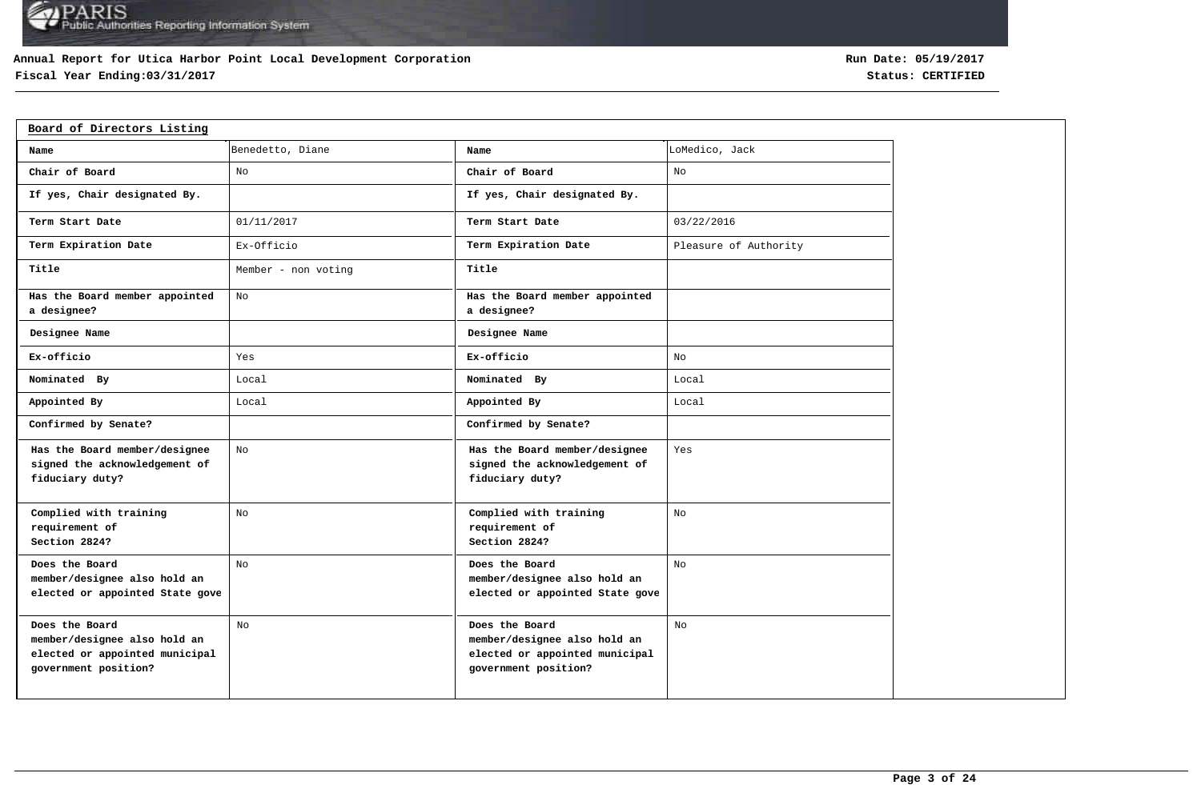**Annual Report for Utica Harbor Point Local Development Corporation**
**Fiscal Year Ending:03/31/2017**

**Run Date: 05/19/2017**
**Status: CERTIFIED**

## Board of Directors Listing

| Name | Benedetto, Diane | Name | LoMedico, Jack |
|---|---|---|---|
| Chair of Board | No | Chair of Board | No |
| If yes, Chair designated By. | | If yes, Chair designated By. | |
| Term Start Date | 01/11/2017 | Term Start Date | 03/22/2016 |
| Term Expiration Date | Ex-Officio | Term Expiration Date | Pleasure of Authority |
| Title | Member - non voting | Title | |
| Has the Board member appointed a designee? | No | Has the Board member appointed a designee? | |
| Designee Name | | Designee Name | |
| Ex-officio | Yes | Ex-officio | No |
| Nominated By | Local | Nominated By | Local |
| Appointed By | Local | Appointed By | Local |
| Confirmed by Senate? | | Confirmed by Senate? | |
| Has the Board member/designee signed the acknowledgement of fiduciary duty? | No | Has the Board member/designee signed the acknowledgement of fiduciary duty? | Yes |
| Complied with training requirement of Section 2824? | No | Complied with training requirement of Section 2824? | No |
| Does the Board member/designee also hold an elected or appointed State gove | No | Does the Board member/designee also hold an elected or appointed State gove | No |
| Does the Board member/designee also hold an elected or appointed municipal government position? | No | Does the Board member/designee also hold an elected or appointed municipal government position? | No |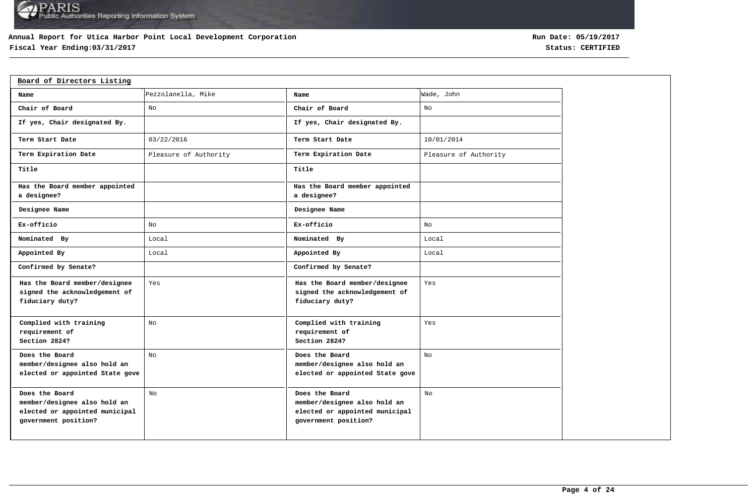**Annual Report for Utica Harbor Point Local Development Corporation**

**Fiscal Year Ending:03/31/2017**

**Run Date: 05/19/2017**

**Status: CERTIFIED**

## Board of Directors Listing

| Name | Pezzolanella, Mike | Name | Wade, John |
|---|---|---|---|
| Chair of Board | No | Chair of Board | No |
| If yes, Chair designated By. | | If yes, Chair designated By. | |
| Term Start Date | 03/22/2016 | Term Start Date | 10/01/2014 |
| Term Expiration Date | Pleasure of Authority | Term Expiration Date | Pleasure of Authority |
| Title | | Title | |
| Has the Board member appointed a designee? | | Has the Board member appointed a designee? | |
| Designee Name | | Designee Name | |
| Ex-officio | No | Ex-officio | No |
| Nominated By | Local | Nominated By | Local |
| Appointed By | Local | Appointed By | Local |
| Confirmed by Senate? | | Confirmed by Senate? | |
| Has the Board member/designee signed the acknowledgement of fiduciary duty? | Yes | Has the Board member/designee signed the acknowledgement of fiduciary duty? | Yes |
| Complied with training requirement of Section 2824? | No | Complied with training requirement of Section 2824? | Yes |
| Does the Board member/designee also hold an elected or appointed State gove | No | Does the Board member/designee also hold an elected or appointed State gove | No |
| Does the Board member/designee also hold an elected or appointed municipal government position? | No | Does the Board member/designee also hold an elected or appointed municipal government position? | No |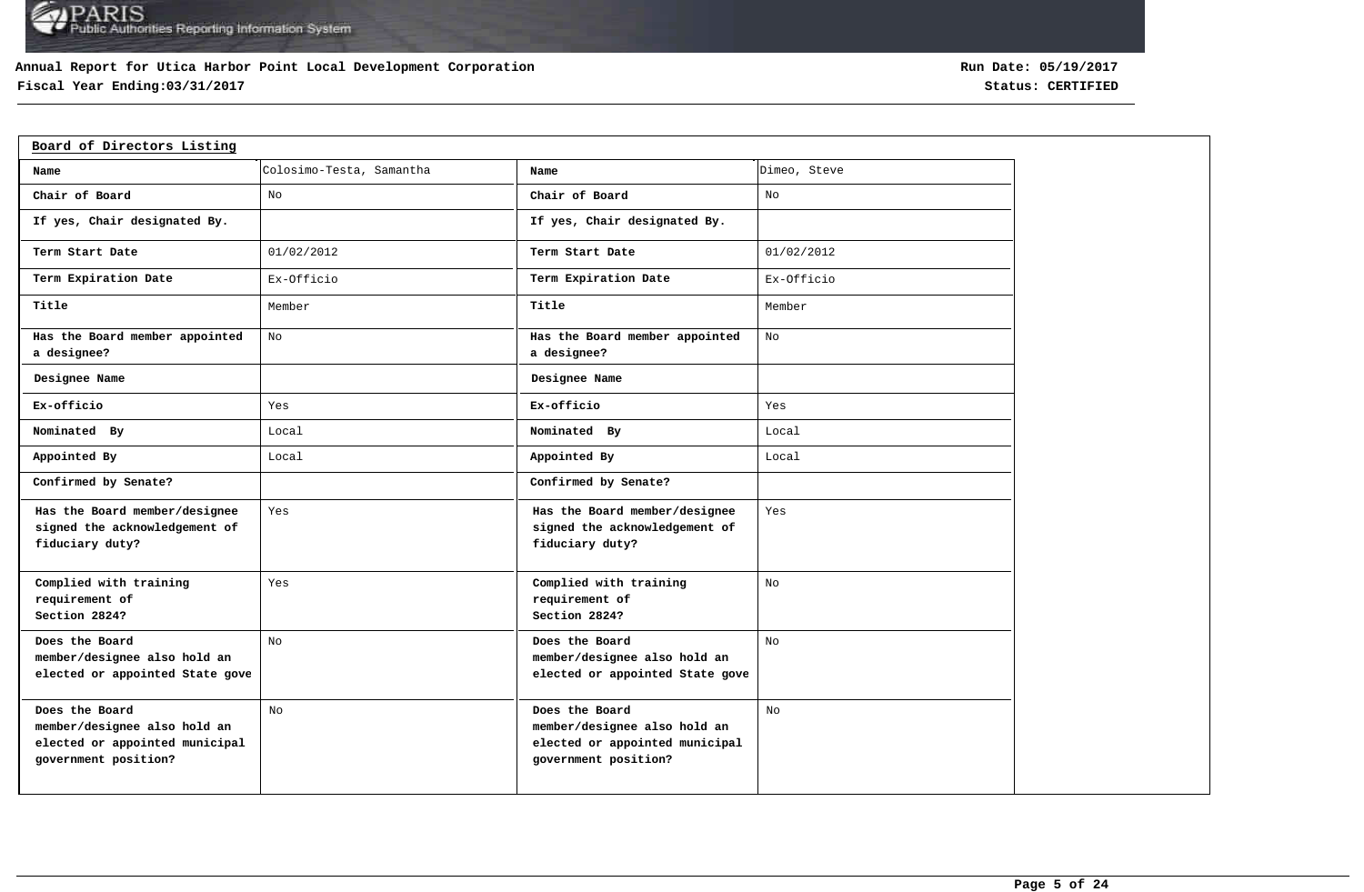**Annual Report for Utica Harbor Point Local Development Corporation**

**Fiscal Year Ending:03/31/2017**

**Run Date: 05/19/2017**

**Status: CERTIFIED**

## Board of Directors Listing

| Name | Colosimo-Testa, Samantha | Name | Dimeo, Steve |
|---|---|---|---|
| Chair of Board | No | Chair of Board | No |
| If yes, Chair designated By. | | If yes, Chair designated By. | |
| Term Start Date | 01/02/2012 | Term Start Date | 01/02/2012 |
| Term Expiration Date | Ex-Officio | Term Expiration Date | Ex-Officio |
| Title | Member | Title | Member |
| Has the Board member appointed a designee? | No | Has the Board member appointed a designee? | No |
| Designee Name | | Designee Name | |
| Ex-officio | Yes | Ex-officio | Yes |
| Nominated By | Local | Nominated By | Local |
| Appointed By | Local | Appointed By | Local |
| Confirmed by Senate? | | Confirmed by Senate? | |
| Has the Board member/designee signed the acknowledgement of fiduciary duty? | Yes | Has the Board member/designee signed the acknowledgement of fiduciary duty? | Yes |
| Complied with training requirement of Section 2824? | Yes | Complied with training requirement of Section 2824? | No |
| Does the Board member/designee also hold an elected or appointed State gove | No | Does the Board member/designee also hold an elected or appointed State gove | No |
| Does the Board member/designee also hold an elected or appointed municipal government position? | No | Does the Board member/designee also hold an elected or appointed municipal government position? | No |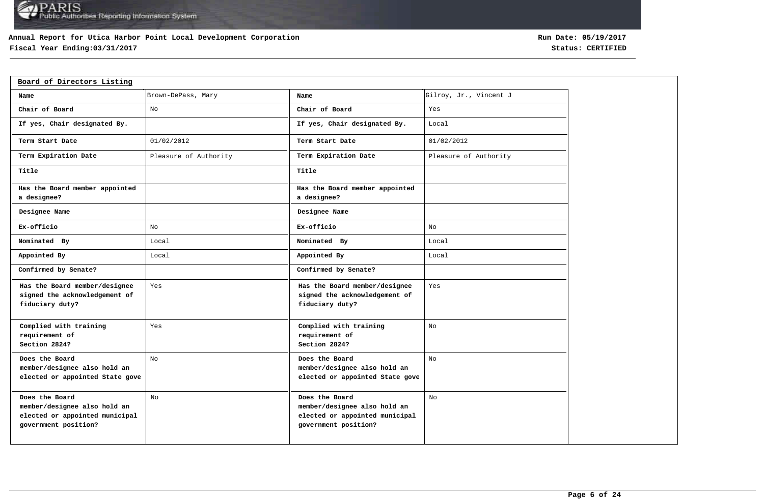**Annual Report for Utica Harbor Point Local Development Corporation**
**Fiscal Year Ending:03/31/2017**

**Run Date: 05/19/2017**
**Status: CERTIFIED**

## Board of Directors Listing

| Name | Brown-DePass, Mary | Name | Gilroy, Jr., Vincent J |
|---|---|---|---|
| Chair of Board | No | Chair of Board | Yes |
| If yes, Chair designated By. | | If yes, Chair designated By. | Local |
| Term Start Date | 01/02/2012 | Term Start Date | 01/02/2012 |
| Term Expiration Date | Pleasure of Authority | Term Expiration Date | Pleasure of Authority |
| Title | | Title | |
| Has the Board member appointed a designee? | | Has the Board member appointed a designee? | |
| Designee Name | | Designee Name | |
| Ex-officio | No | Ex-officio | No |
| Nominated By | Local | Nominated By | Local |
| Appointed By | Local | Appointed By | Local |
| Confirmed by Senate? | | Confirmed by Senate? | |
| Has the Board member/designee signed the acknowledgement of fiduciary duty? | Yes | Has the Board member/designee signed the acknowledgement of fiduciary duty? | Yes |
| Complied with training requirement of Section 2824? | Yes | Complied with training requirement of Section 2824? | No |
| Does the Board member/designee also hold an elected or appointed State gove | No | Does the Board member/designee also hold an elected or appointed State gove | No |
| Does the Board member/designee also hold an elected or appointed municipal government position? | No | Does the Board member/designee also hold an elected or appointed municipal government position? | No |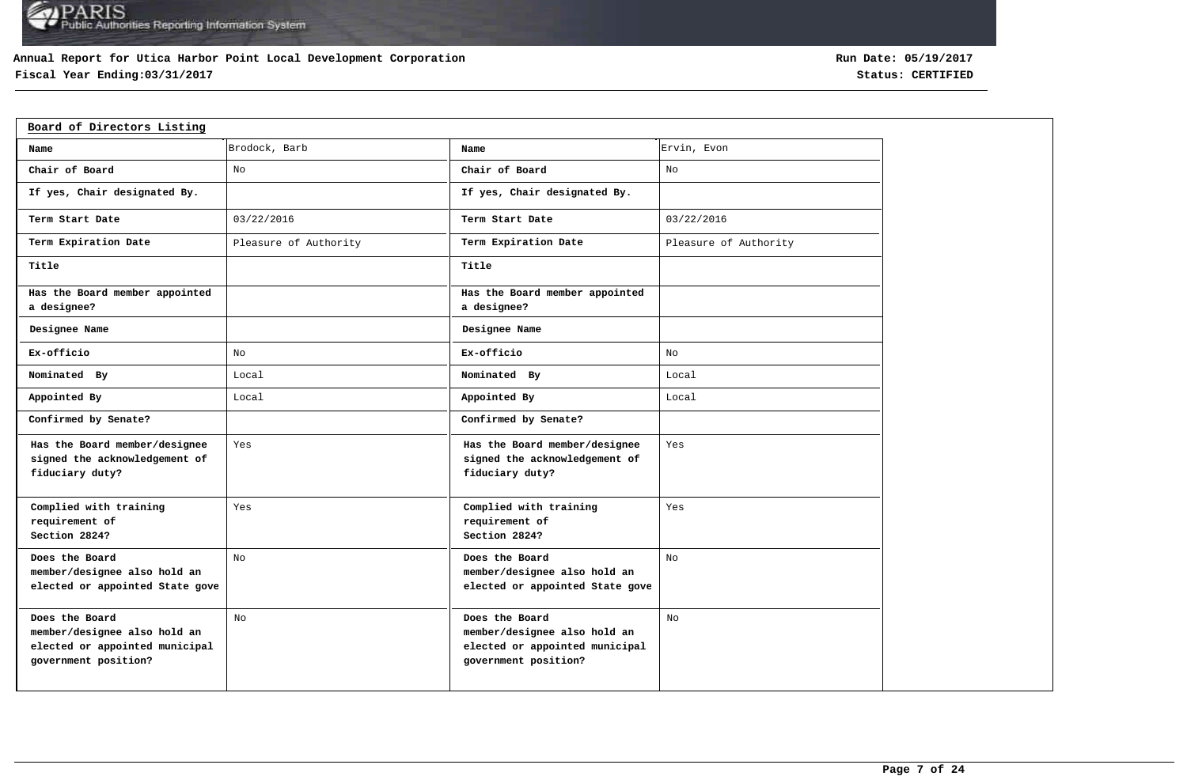**Annual Report for Utica Harbor Point Local Development Corporation**
**Fiscal Year Ending:03/31/2017**

**Run Date: 05/19/2017**
**Status: CERTIFIED**

## Board of Directors Listing

| Name | Brodock, Barb | Name | Ervin, Evon |
|---|---|---|---|
| Chair of Board | No | Chair of Board | No |
| If yes, Chair designated By. | | If yes, Chair designated By. | |
| Term Start Date | 03/22/2016 | Term Start Date | 03/22/2016 |
| Term Expiration Date | Pleasure of Authority | Term Expiration Date | Pleasure of Authority |
| Title | | Title | |
| Has the Board member appointed a designee? | | Has the Board member appointed a designee? | |
| Designee Name | | Designee Name | |
| Ex-officio | No | Ex-officio | No |
| Nominated By | Local | Nominated By | Local |
| Appointed By | Local | Appointed By | Local |
| Confirmed by Senate? | | Confirmed by Senate? | |
| Has the Board member/designee signed the acknowledgement of fiduciary duty? | Yes | Has the Board member/designee signed the acknowledgement of fiduciary duty? | Yes |
| Complied with training requirement of Section 2824? | Yes | Complied with training requirement of Section 2824? | Yes |
| Does the Board member/designee also hold an elected or appointed State gove | No | Does the Board member/designee also hold an elected or appointed State gove | No |
| Does the Board member/designee also hold an elected or appointed municipal government position? | No | Does the Board member/designee also hold an elected or appointed municipal government position? | No |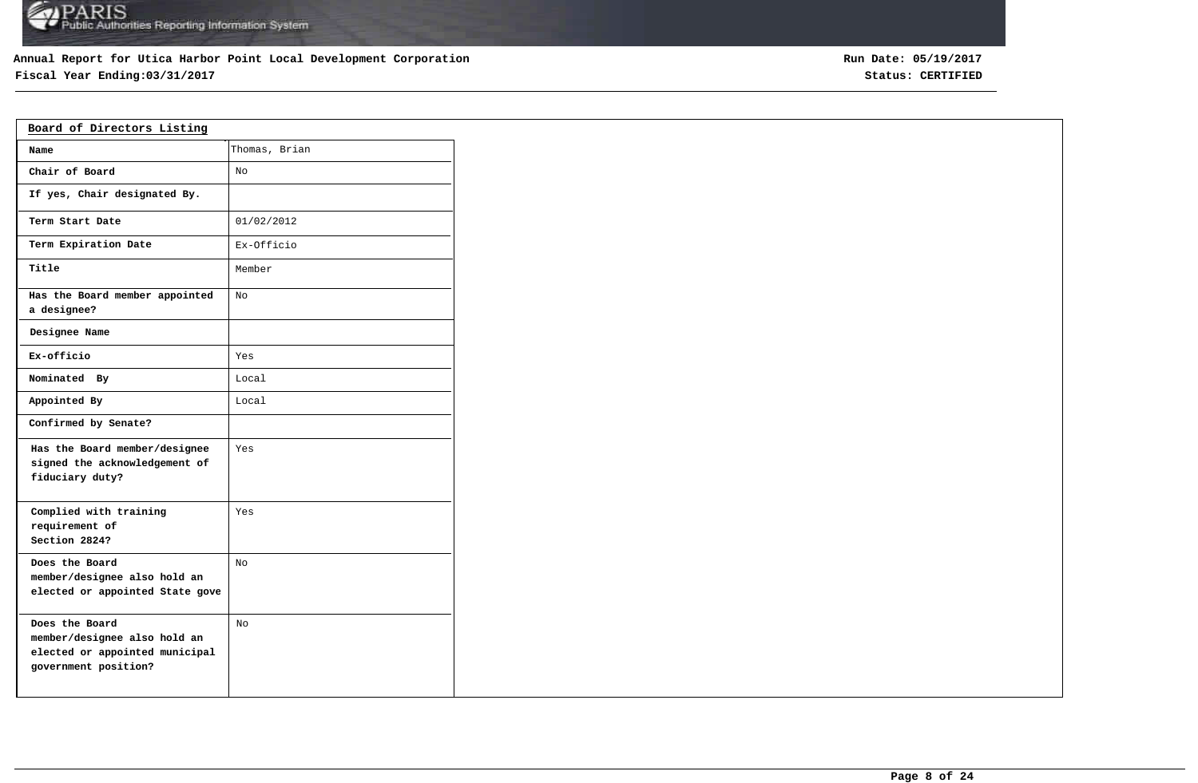Annual Report for Utica Harbor Point Local Development Corporation
Fiscal Year Ending:03/31/2017

Run Date: 05/19/2017
Status: CERTIFIED

## Board of Directors Listing

| | |
|---|---|
| Name | Thomas, Brian |
| Chair of Board | No |
| If yes, Chair designated By. | |
| Term Start Date | 01/02/2012 |
| Term Expiration Date | Ex-Officio |
| Title | Member |
| Has the Board member appointed a designee? | No |
| Designee Name | |
| Ex-officio | Yes |
| Nominated By | Local |
| Appointed By | Local |
| Confirmed by Senate? | |
| Has the Board member/designee signed the acknowledgement of fiduciary duty? | Yes |
| Complied with training requirement of Section 2824? | Yes |
| Does the Board member/designee also hold an elected or appointed State gove | No |
| Does the Board member/designee also hold an elected or appointed municipal government position? | No |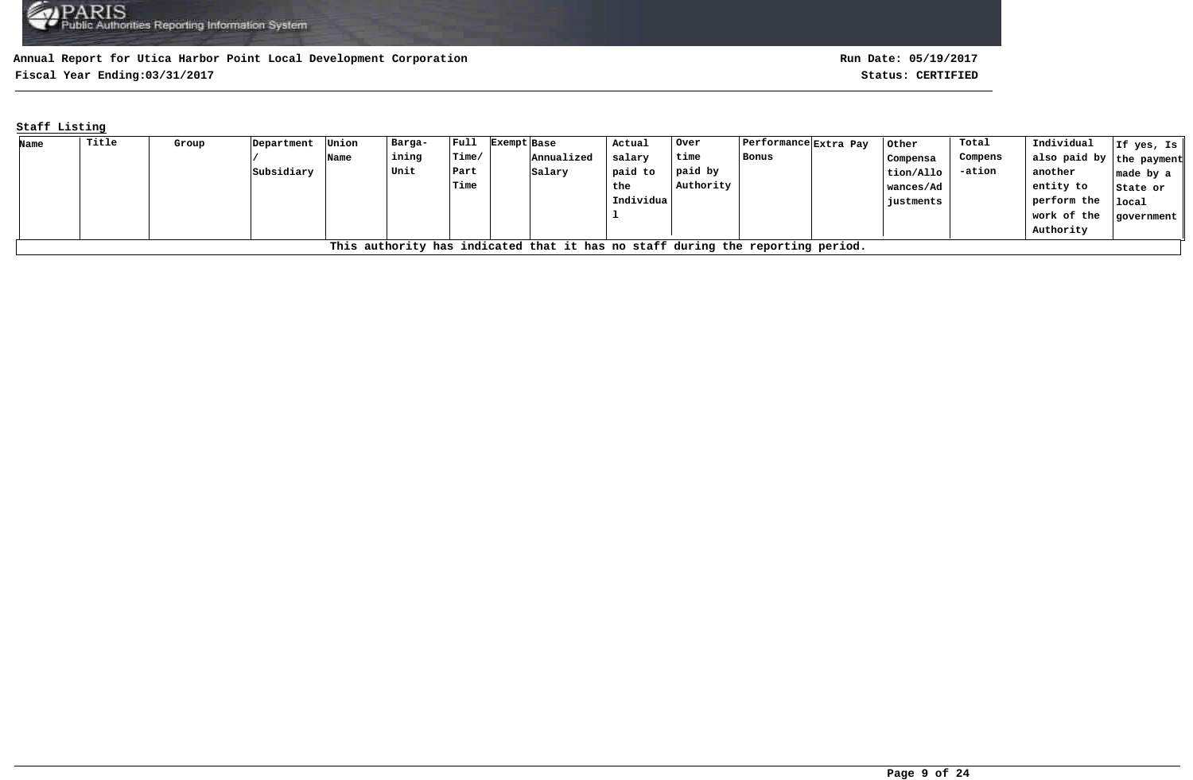**Annual Report for Utica Harbor Point Local Development Corporation**

**Fiscal Year Ending:03/31/2017**

**Run Date: 05/19/2017**

**Status: CERTIFIED**

**Staff Listing**

| Name | Title | Group | Department / Subsidiary | Union Name | Barga-ining Unit | Full Time/ Part Time | Exempt | Base Annualized Salary | Actual salary paid to the Individual | Over time paid by Authority | Performance Bonus | Extra Pay | Other Compensation/Allowances/Adjustments | Total Compens-ation | Individual also paid by another entity to perform the work of the Authority | If yes, Is the payment made by a State or local government |
|---|---|---|---|---|---|---|---|---|---|---|---|---|---|---|---|---|
| This authority has indicated that it has no staff during the reporting period. | | | | | | | | | | | | | | | | |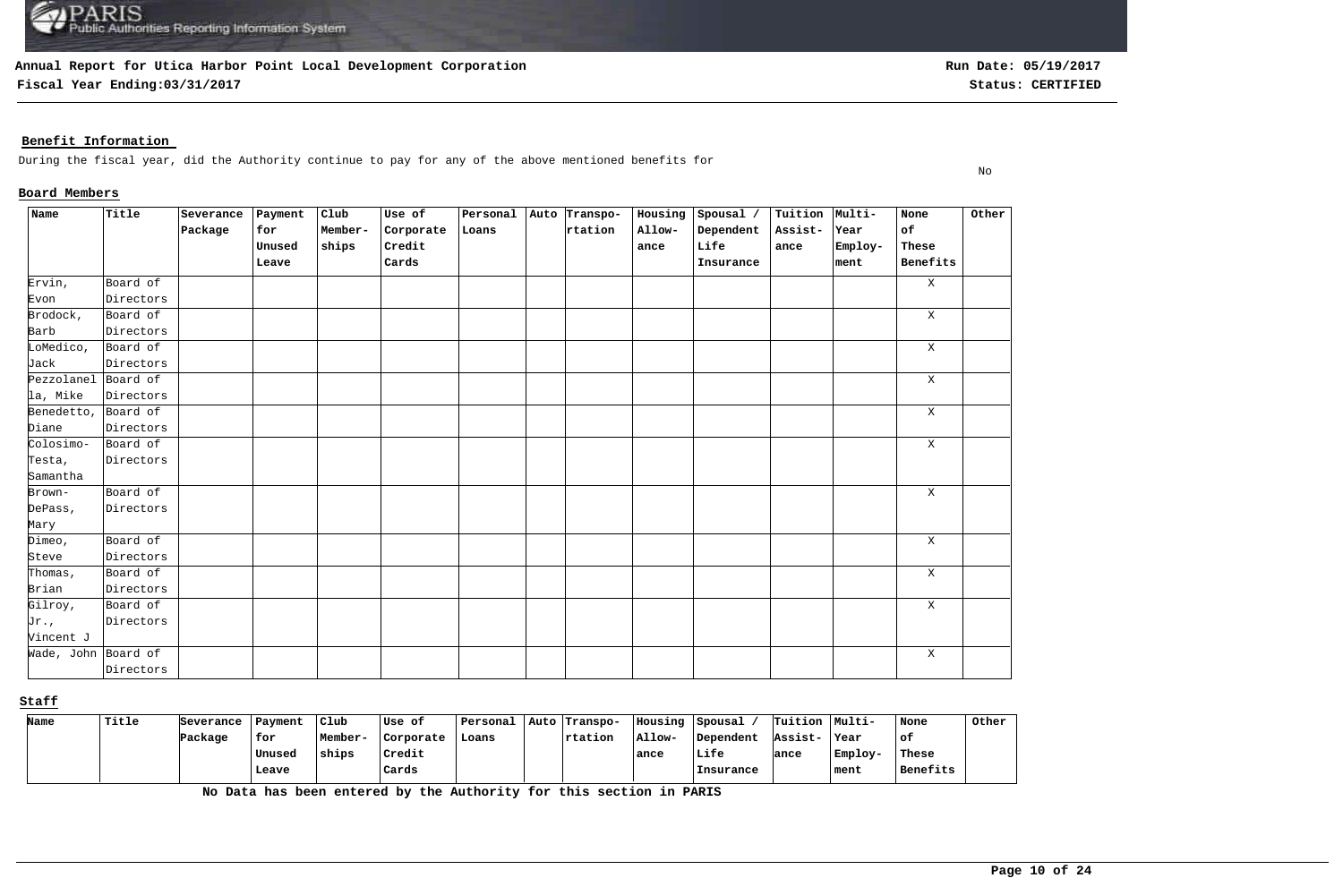**Annual Report for Utica Harbor Point Local Development Corporation**

**Fiscal Year Ending:03/31/2017**

**Run Date: 05/19/2017**

**Status: CERTIFIED**

## Benefit Information

During the fiscal year, did the Authority continue to pay for any of the above mentioned benefits for — No

### Board Members

| Name | Title | Severance Package | Payment for Unused Leave | Club Member-ships | Use of Corporate Credit Cards | Personal Loans | Auto | Transpo-rtation | Housing Allow-ance | Spousal / Dependent Life Insurance | Tuition Assist-ance | Multi-Year Employ-ment | None of These Benefits | Other |
|---|---|---|---|---|---|---|---|---|---|---|---|---|---|---|
| Ervin, Evon | Board of Directors | | | | | | | | | | | | X | |
| Brodock, Barb | Board of Directors | | | | | | | | | | | | X | |
| LoMedico, Jack | Board of Directors | | | | | | | | | | | | X | |
| Pezzolanella, Mike | Board of Directors | | | | | | | | | | | | X | |
| Benedetto, Diane | Board of Directors | | | | | | | | | | | | X | |
| Colosimo-Testa, Samantha | Board of Directors | | | | | | | | | | | | X | |
| Brown-DePass, Mary | Board of Directors | | | | | | | | | | | | X | |
| Dimeo, Steve | Board of Directors | | | | | | | | | | | | X | |
| Thomas, Brian | Board of Directors | | | | | | | | | | | | X | |
| Gilroy, Jr., Vincent J | Board of Directors | | | | | | | | | | | | X | |
| Wade, John | Board of Directors | | | | | | | | | | | | X | |

### Staff

| Name | Title | Severance Package | Payment for Unused Leave | Club Member-ships | Use of Corporate Credit Cards | Personal Loans | Auto | Transpo-rtation | Housing Allow-ance | Spousal / Dependent Life Insurance | Tuition Assist-ance | Multi-Year Employ-ment | None of These Benefits | Other |
|---|---|---|---|---|---|---|---|---|---|---|---|---|---|---|

**No Data has been entered by the Authority for this section in PARIS**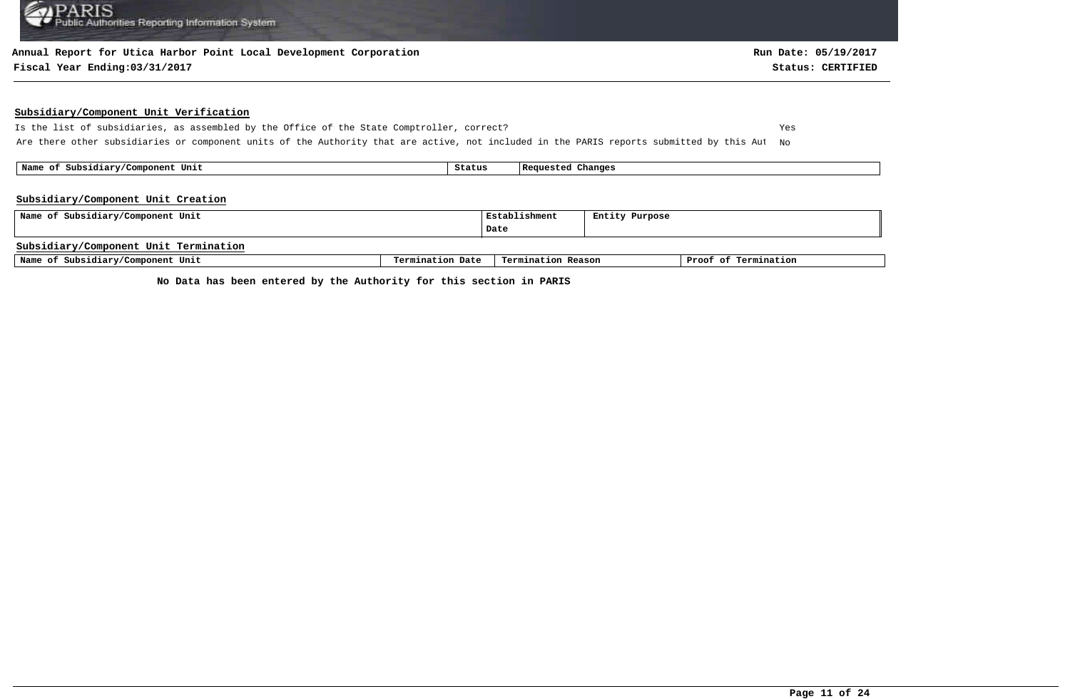**Annual Report for Utica Harbor Point Local Development Corporation**

**Fiscal Year Ending:03/31/2017**

**Run Date: 05/19/2017**

**Status: CERTIFIED**

## Subsidiary/Component Unit Verification

Is the list of subsidiaries, as assembled by the Office of the State Comptroller, correct? Yes

Are there other subsidiaries or component units of the Authority that are active, not included in the PARIS reports submitted by this Aut No

| Name of Subsidiary/Component Unit | Status | Requested Changes |
|---|---|---|

## Subsidiary/Component Unit Creation

| Name of Subsidiary/Component Unit | Establishment Date | Entity Purpose |
|---|---|---|

## Subsidiary/Component Unit Termination

| Name of Subsidiary/Component Unit | Termination Date | Termination Reason | Proof of Termination |
|---|---|---|---|

**No Data has been entered by the Authority for this section in PARIS**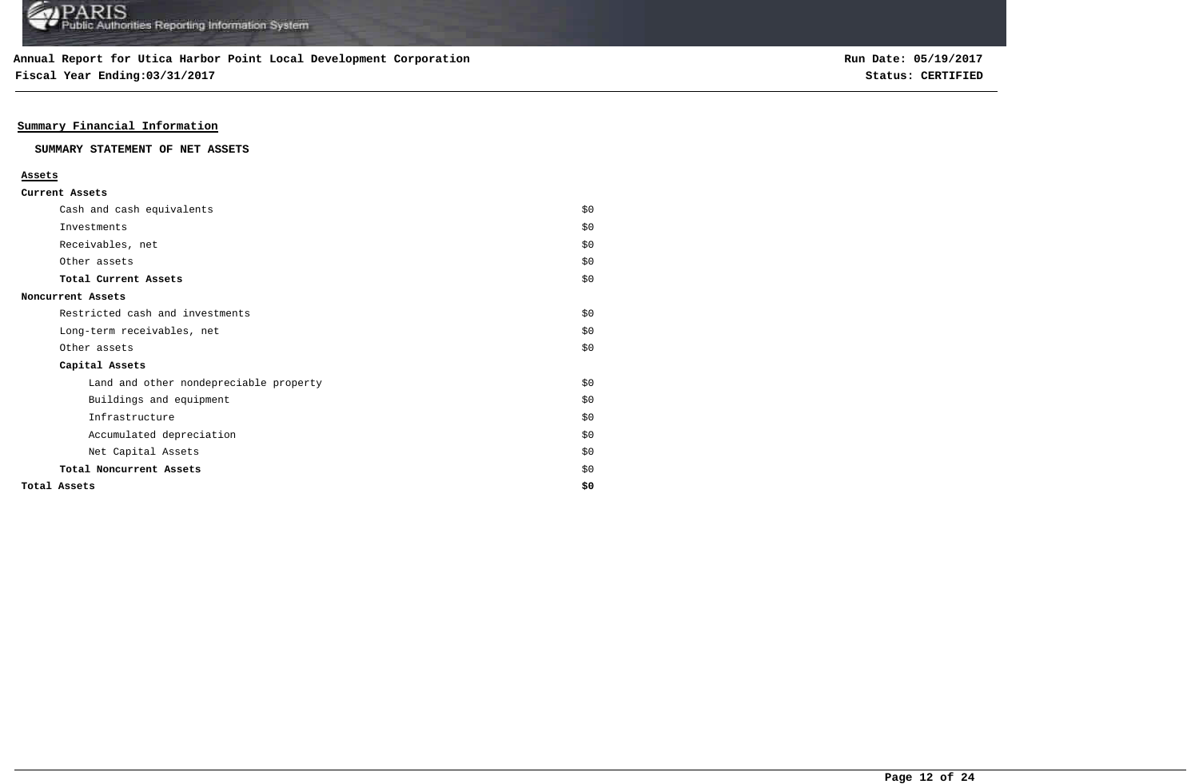**Annual Report for Utica Harbor Point Local Development Corporation**
**Fiscal Year Ending:03/31/2017**

**Run Date: 05/19/2017**
**Status: CERTIFIED**

## Summary Financial Information

### SUMMARY STATEMENT OF NET ASSETS

**Assets**

| | |
|---|---|
| **Current Assets** | |
| Cash and cash equivalents | $0 |
| Investments | $0 |
| Receivables, net | $0 |
| Other assets | $0 |
| **Total Current Assets** | $0 |
| **Noncurrent Assets** | |
| Restricted cash and investments | $0 |
| Long-term receivables, net | $0 |
| Other assets | $0 |
| **Capital Assets** | |
| Land and other nondepreciable property | $0 |
| Buildings and equipment | $0 |
| Infrastructure | $0 |
| Accumulated depreciation | $0 |
| Net Capital Assets | $0 |
| **Total Noncurrent Assets** | $0 |
| **Total Assets** | **$0** |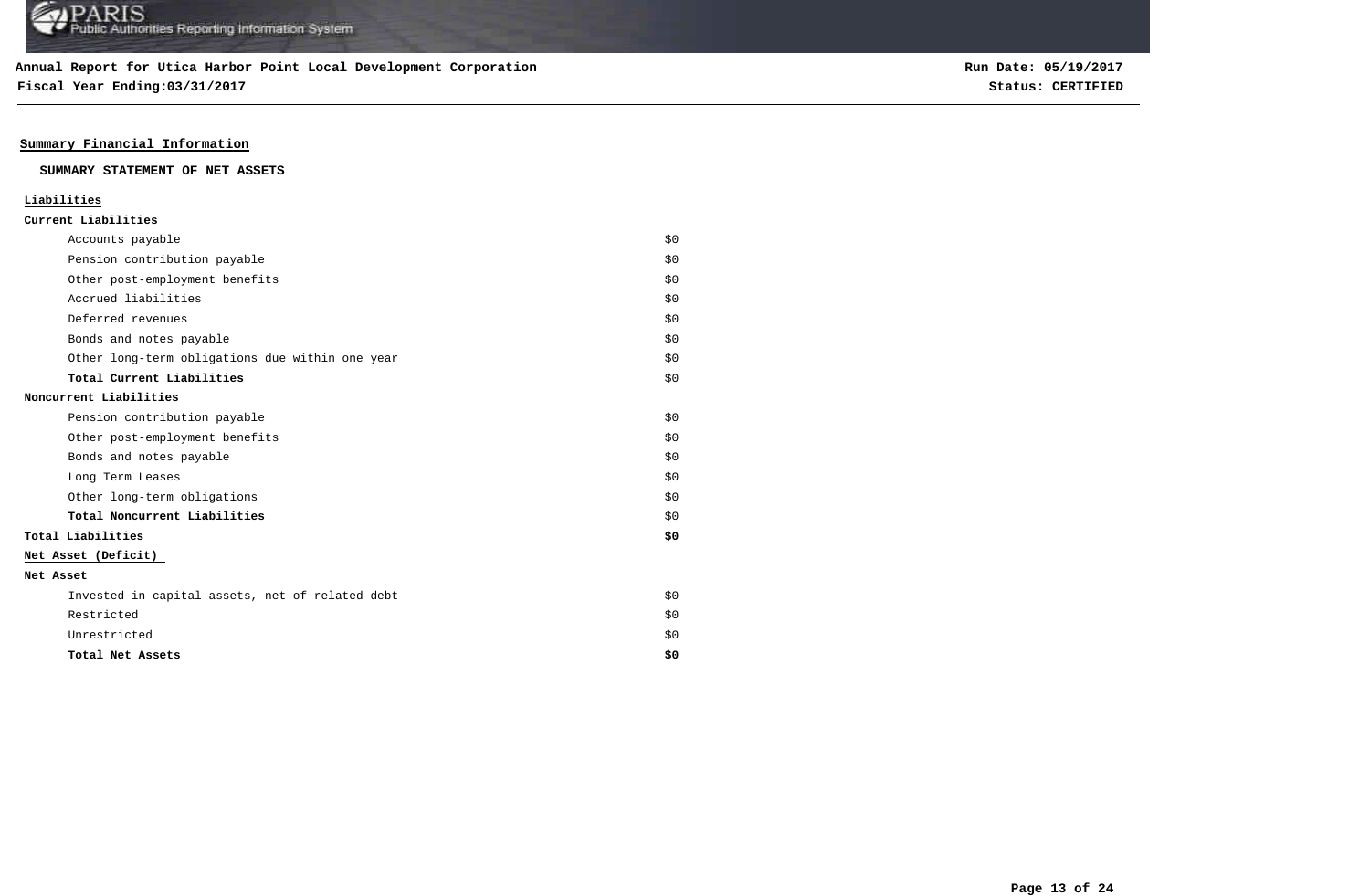**Annual Report for Utica Harbor Point Local Development Corporation**
**Fiscal Year Ending:03/31/2017**

**Run Date: 05/19/2017**
**Status: CERTIFIED**

## Summary Financial Information

### SUMMARY STATEMENT OF NET ASSETS

| | |
|---|---|
| **Liabilities** | |
| **Current Liabilities** | |
| Accounts payable | $0 |
| Pension contribution payable | $0 |
| Other post-employment benefits | $0 |
| Accrued liabilities | $0 |
| Deferred revenues | $0 |
| Bonds and notes payable | $0 |
| Other long-term obligations due within one year | $0 |
| **Total Current Liabilities** | $0 |
| **Noncurrent Liabilities** | |
| Pension contribution payable | $0 |
| Other post-employment benefits | $0 |
| Bonds and notes payable | $0 |
| Long Term Leases | $0 |
| Other long-term obligations | $0 |
| **Total Noncurrent Liabilities** | $0 |
| **Total Liabilities** | **$0** |
| **Net Asset (Deficit)** | |
| **Net Asset** | |
| Invested in capital assets, net of related debt | $0 |
| Restricted | $0 |
| Unrestricted | $0 |
| **Total Net Assets** | **$0** |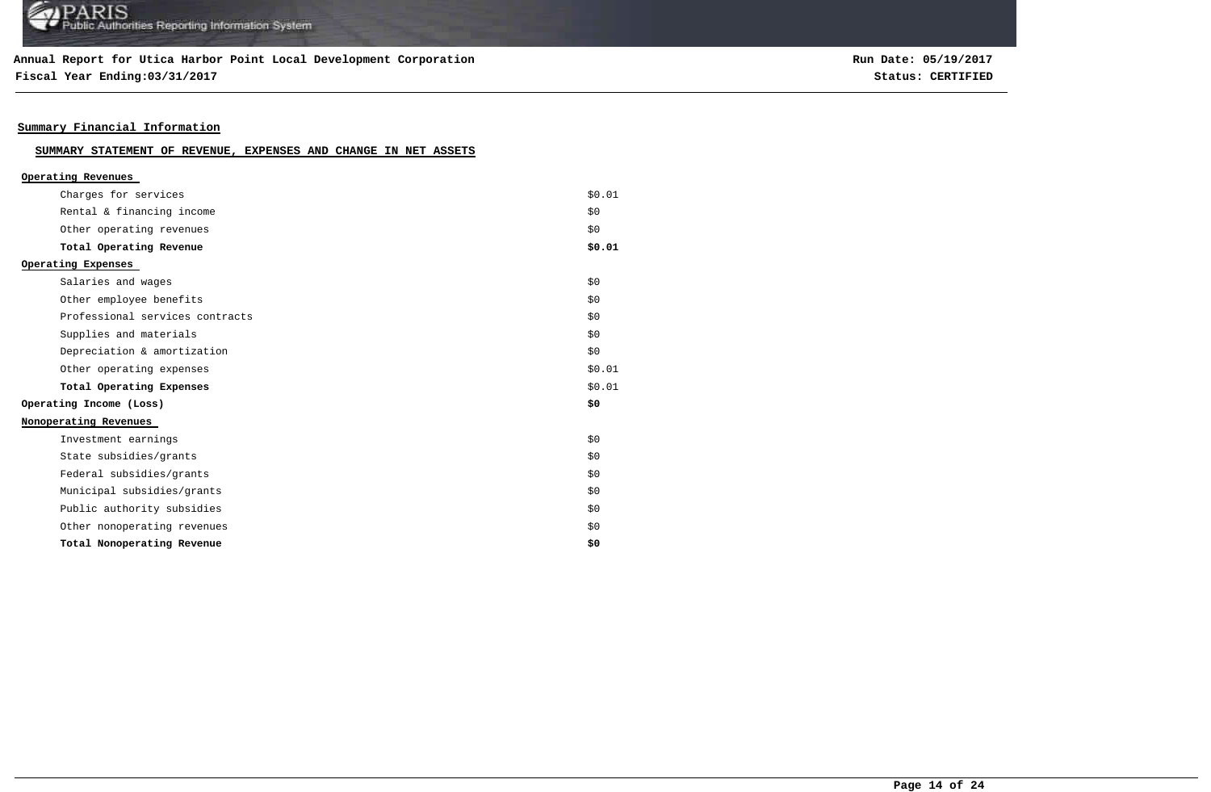**Annual Report for Utica Harbor Point Local Development Corporation**
**Fiscal Year Ending:03/31/2017**

**Run Date: 05/19/2017**
**Status: CERTIFIED**

## Summary Financial Information

### SUMMARY STATEMENT OF REVENUE, EXPENSES AND CHANGE IN NET ASSETS

| | |
|---|---|
| **Operating Revenues** | |
| Charges for services | $0.01 |
| Rental & financing income | $0 |
| Other operating revenues | $0 |
| **Total Operating Revenue** | **$0.01** |
| **Operating Expenses** | |
| Salaries and wages | $0 |
| Other employee benefits | $0 |
| Professional services contracts | $0 |
| Supplies and materials | $0 |
| Depreciation & amortization | $0 |
| Other operating expenses | $0.01 |
| **Total Operating Expenses** | $0.01 |
| **Operating Income (Loss)** | **$0** |
| **Nonoperating Revenues** | |
| Investment earnings | $0 |
| State subsidies/grants | $0 |
| Federal subsidies/grants | $0 |
| Municipal subsidies/grants | $0 |
| Public authority subsidies | $0 |
| Other nonoperating revenues | $0 |
| **Total Nonoperating Revenue** | **$0** |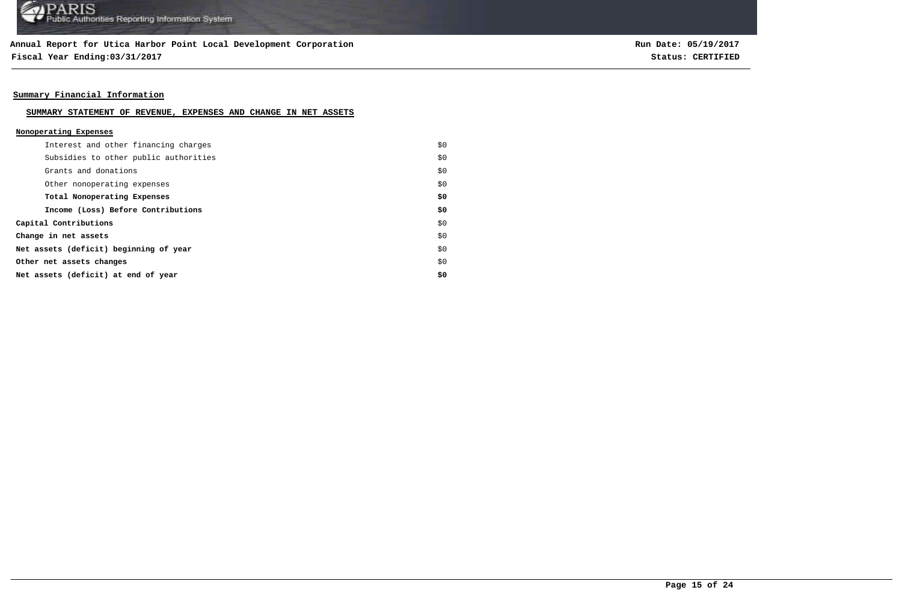**Annual Report for Utica Harbor Point Local Development Corporation**
**Fiscal Year Ending:03/31/2017**

**Run Date: 05/19/2017**
**Status: CERTIFIED**

## Summary Financial Information

### SUMMARY STATEMENT OF REVENUE, EXPENSES AND CHANGE IN NET ASSETS

**Nonoperating Expenses**

| | |
|---|---|
| Interest and other financing charges | $0 |
| Subsidies to other public authorities | $0 |
| Grants and donations | $0 |
| Other nonoperating expenses | $0 |
| **Total Nonoperating Expenses** | **$0** |
| **Income (Loss) Before Contributions** | **$0** |
| **Capital Contributions** | $0 |
| **Change in net assets** | $0 |
| **Net assets (deficit) beginning of year** | $0 |
| **Other net assets changes** | $0 |
| **Net assets (deficit) at end of year** | **$0** |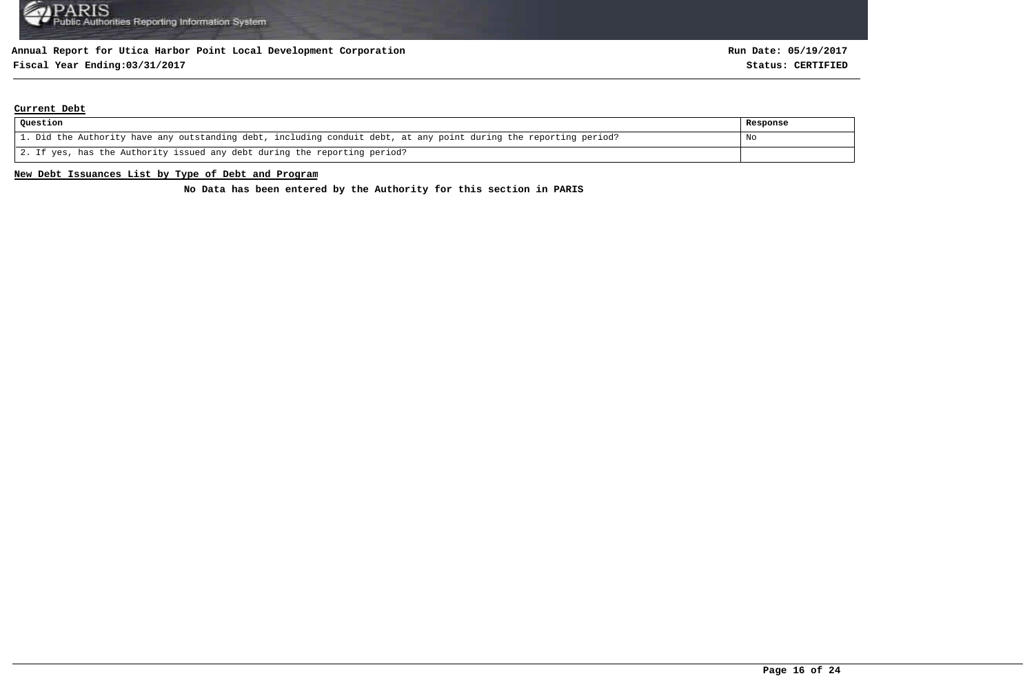**Annual Report for Utica Harbor Point Local Development Corporation**

**Fiscal Year Ending:03/31/2017**

**Run Date: 05/19/2017**

**Status: CERTIFIED**

## Current Debt

| Question | Response |
|---|---|
| 1. Did the Authority have any outstanding debt, including conduit debt, at any point during the reporting period? | No |
| 2. If yes, has the Authority issued any debt during the reporting period? | |

## New Debt Issuances List by Type of Debt and Program

**No Data has been entered by the Authority for this section in PARIS**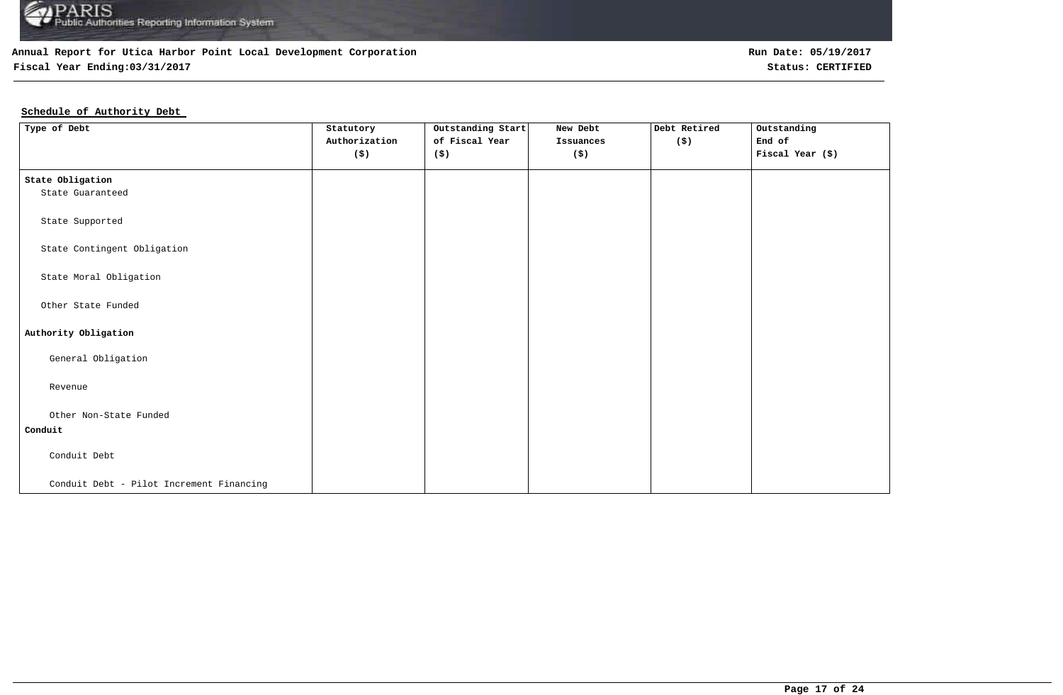**Annual Report for Utica Harbor Point Local Development Corporation**
**Fiscal Year Ending:03/31/2017**

**Run Date: 05/19/2017**
**Status: CERTIFIED**

**Schedule of Authority Debt**

| Type of Debt | Statutory Authorization ($) | Outstanding Start of Fiscal Year ($) | New Debt Issuances ($) | Debt Retired ($) | Outstanding End of Fiscal Year ($) |
|---|---|---|---|---|---|
| **State Obligation** | | | | | |
| State Guaranteed | | | | | |
| State Supported | | | | | |
| State Contingent Obligation | | | | | |
| State Moral Obligation | | | | | |
| Other State Funded | | | | | |
| **Authority Obligation** | | | | | |
| General Obligation | | | | | |
| Revenue | | | | | |
| Other Non-State Funded | | | | | |
| **Conduit** | | | | | |
| Conduit Debt | | | | | |
| Conduit Debt - Pilot Increment Financing | | | | | |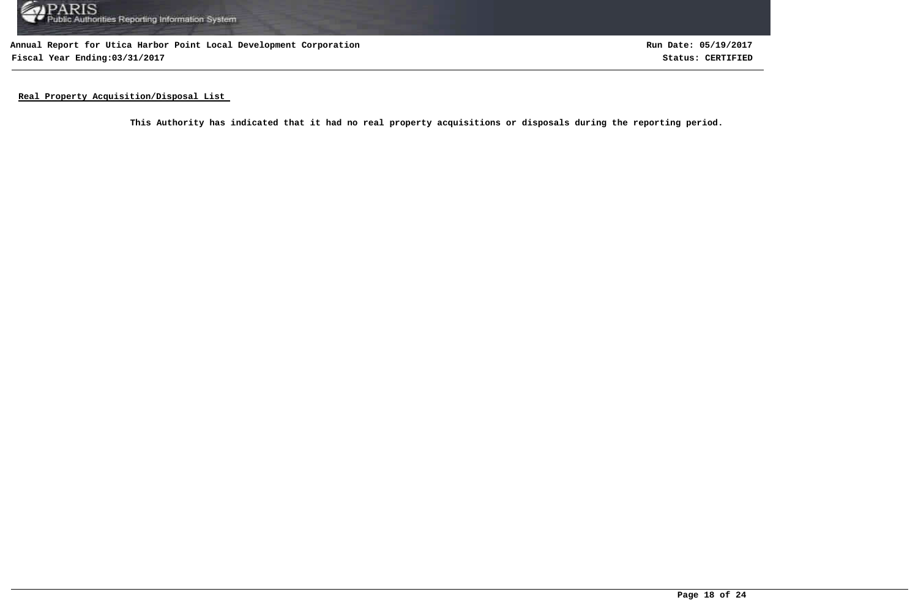**Real Property Acquisition/Disposal List**

**This Authority has indicated that it had no real property acquisitions or disposals during the reporting period.**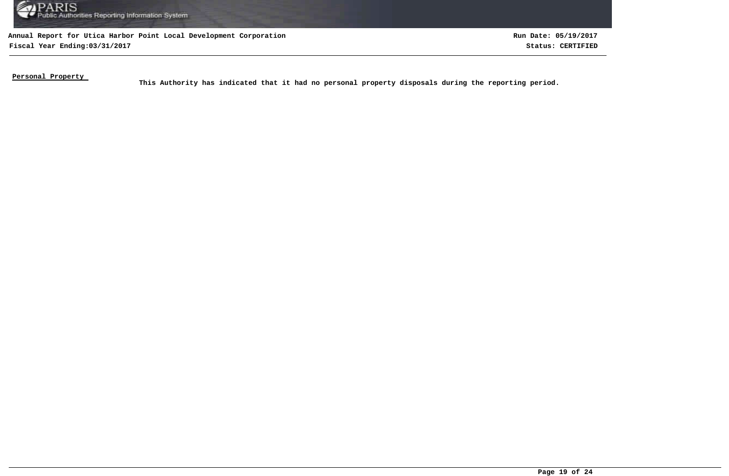**Personal Property**

**This Authority has indicated that it had no personal property disposals during the reporting period.**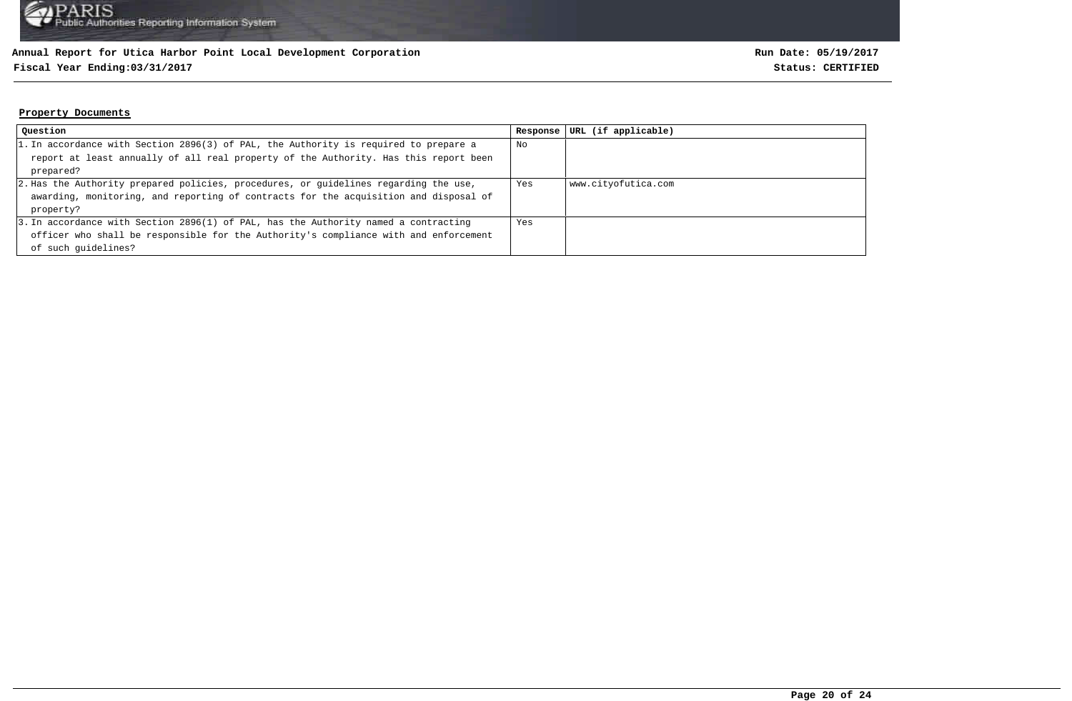**Annual Report for Utica Harbor Point Local Development Corporation**

**Fiscal Year Ending:03/31/2017**

**Run Date: 05/19/2017**

**Status: CERTIFIED**

## Property Documents

| Question | Response | URL (if applicable) |
|---|---|---|
| 1. In accordance with Section 2896(3) of PAL, the Authority is required to prepare a report at least annually of all real property of the Authority. Has this report been prepared? | No | |
| 2. Has the Authority prepared policies, procedures, or guidelines regarding the use, awarding, monitoring, and reporting of contracts for the acquisition and disposal of property? | Yes | www.cityofutica.com |
| 3. In accordance with Section 2896(1) of PAL, has the Authority named a contracting officer who shall be responsible for the Authority's compliance with and enforcement of such guidelines? | Yes | |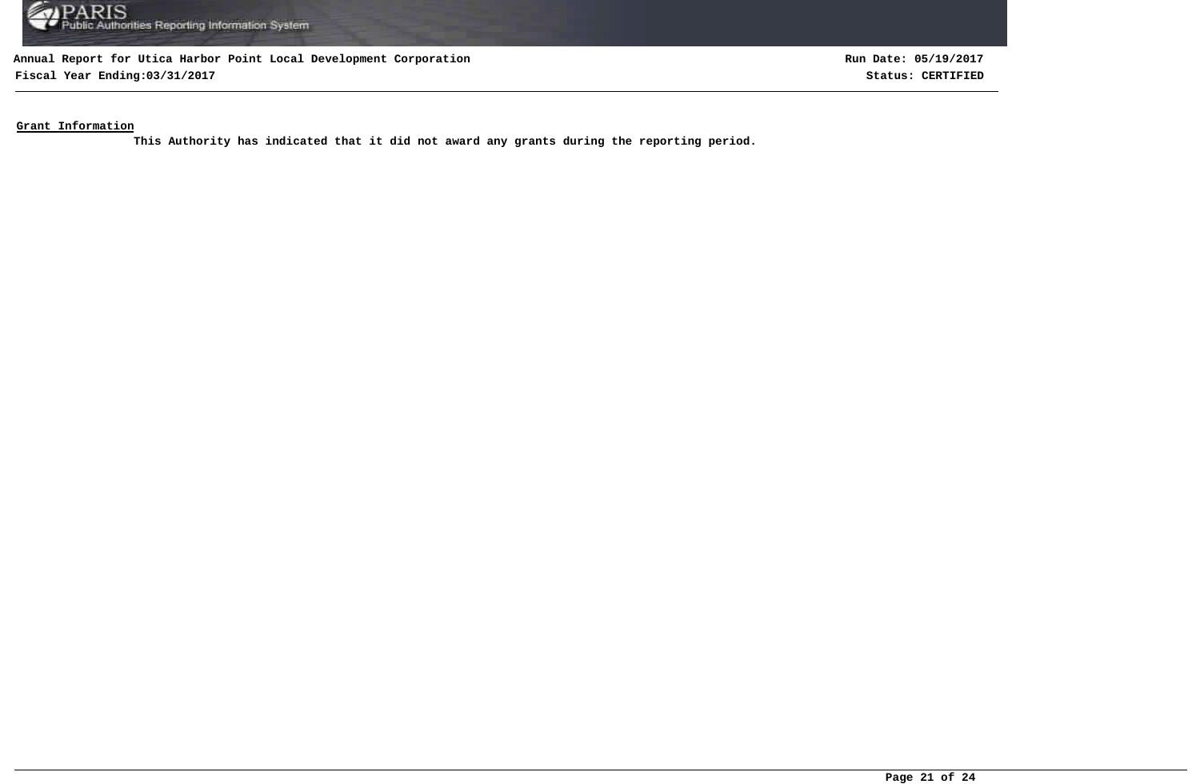**Grant Information**

**This Authority has indicated that it did not award any grants during the reporting period.**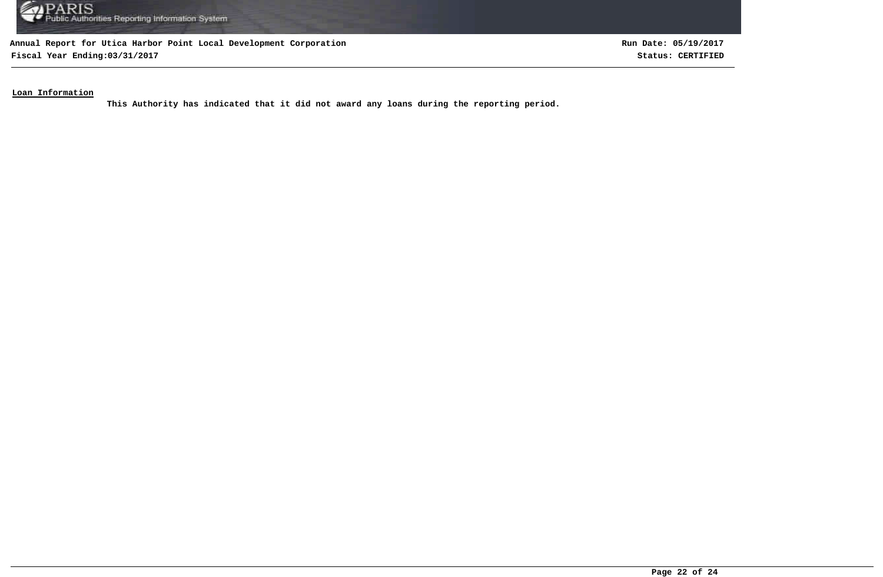**Loan Information**

**This Authority has indicated that it did not award any loans during the reporting period.**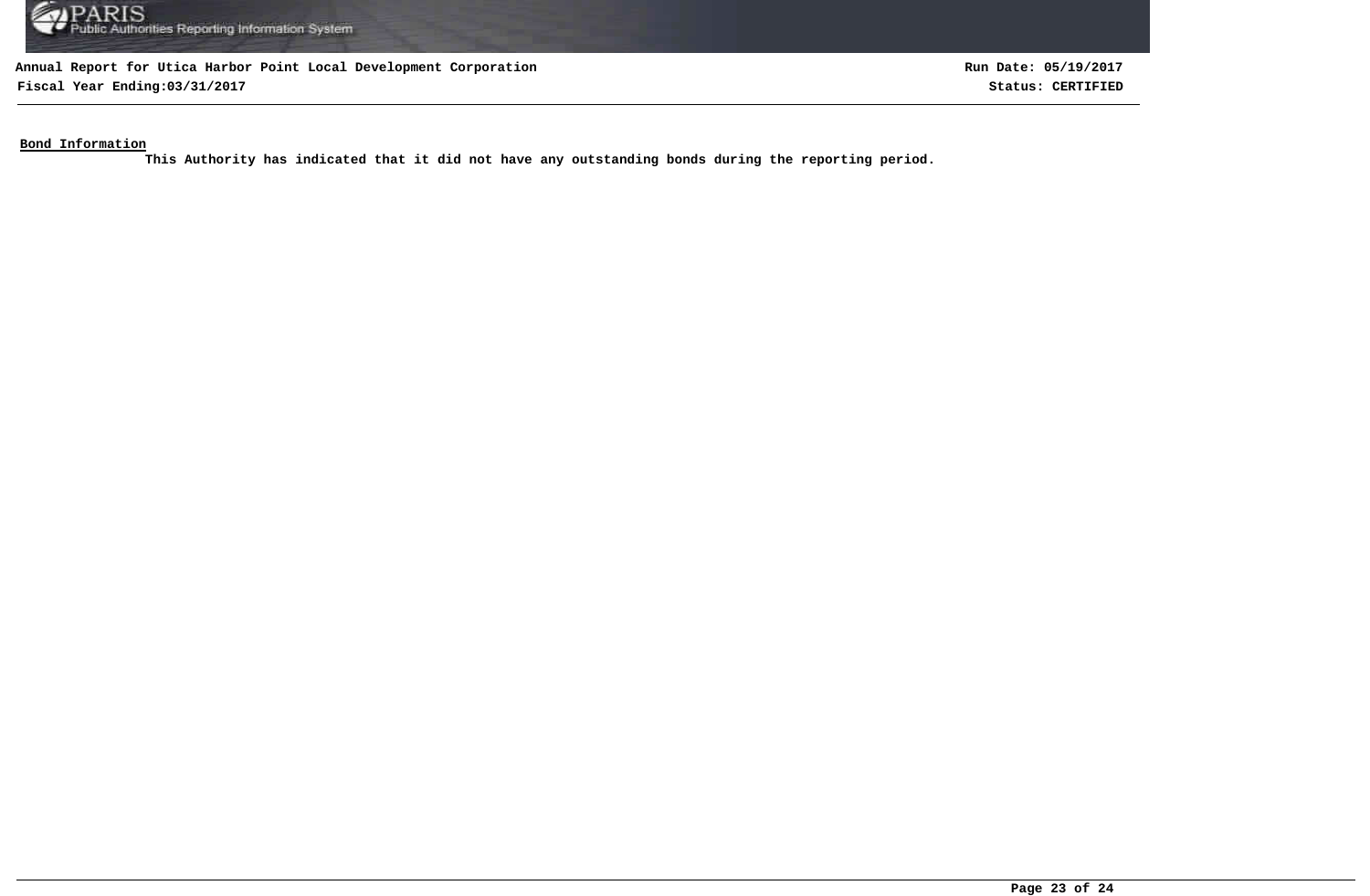**Bond Information**

This Authority has indicated that it did not have any outstanding bonds during the reporting period.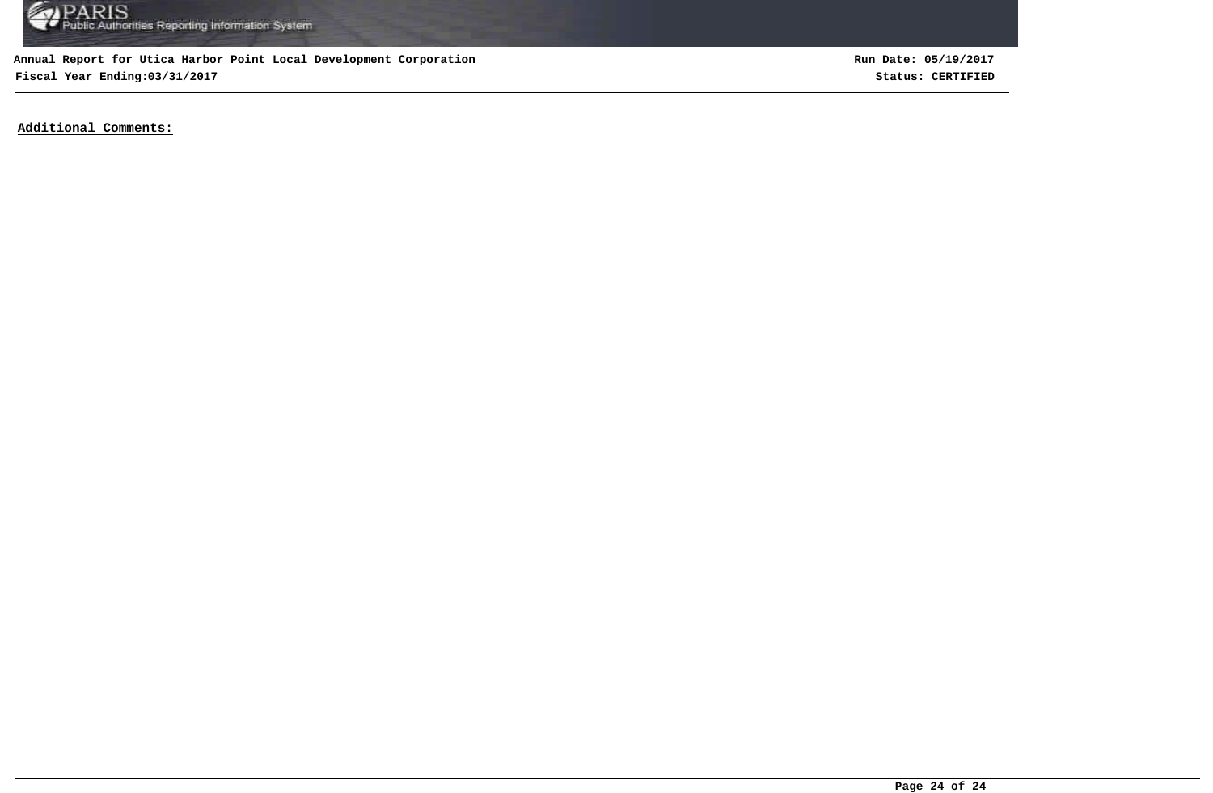**Additional Comments:**